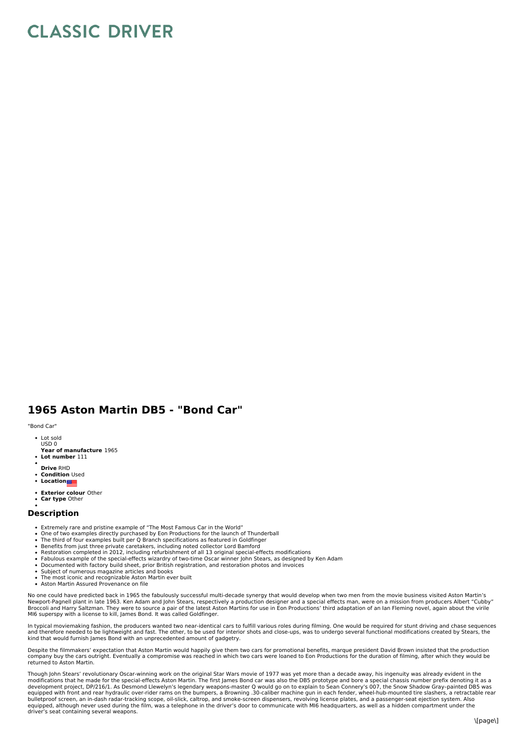# CLASSIC DRIVER

## 1965 Aston Martin DB5 - "Bond Car"

"Bond Car"

- Lot sold
  USD 0
- **Year of manufacture** 1965
- **Lot number** 111
- **Drive** RHD
- **Condition** Used
- **Location**
- **Exterior colour** Other
- **Car type** Other

### Description

- Extremely rare and pristine example of "The Most Famous Car in the World"
- One of two examples directly purchased by Eon Productions for the launch of Thunderball
- The third of four examples built per Q Branch specifications as featured in Goldfinger
- Benefits from just three private caretakers, including noted collector Lord Bamford
- Restoration completed in 2012, including refurbishment of all 13 original special-effects modifications
- Fabulous example of the special-effects wizardry of two-time Oscar winner John Stears, as designed by Ken Adam
- Documented with factory build sheet, prior British registration, and restoration photos and invoices
- Subject of numerous magazine articles and books
- The most iconic and recognizable Aston Martin ever built
- Aston Martin Assured Provenance on file

No one could have predicted back in 1965 the fabulously successful multi-decade synergy that would develop when two men from the movie business visited Aston Martin's Newport-Pagnell plant in late 1963. Ken Adam and John Stears, respectively a production designer and a special effects man, were on a mission from producers Albert "Cubby" Broccoli and Harry Saltzman. They were to source a pair of the latest Aston Martins for use in Eon Productions' third adaptation of an Ian Fleming novel, again about the virile MI6 superspy with a license to kill, James Bond. It was called Goldfinger.

In typical moviemaking fashion, the producers wanted two near-identical cars to fulfill various roles during filming. One would be required for stunt driving and chase sequences and therefore needed to be lightweight and fast. The other, to be used for interior shots and close-ups, was to undergo several functional modifications created by Stears, the kind that would furnish James Bond with an unprecedented amount of gadgetry.

Despite the filmmakers' expectation that Aston Martin would happily give them two cars for promotional benefits, marque president David Brown insisted that the production company buy the cars outright. Eventually a compromise was reached in which two cars were loaned to Eon Productions for the duration of filming, after which they would be returned to Aston Martin.

Though John Stears' revolutionary Oscar-winning work on the original Star Wars movie of 1977 was yet more than a decade away, his ingenuity was already evident in the modifications that he made for the special-effects Aston Martin. The first James Bond car was also the DB5 prototype and bore a special chassis number prefix denoting it as a development project, DP/216/1. As Desmond Llewelyn's legendary weapons-master Q would go on to explain to Sean Connery's 007, the Snow Shadow Gray–painted DB5 was equipped with front and rear hydraulic over-rider rams on the bumpers, a Browning .30-caliber machine gun in each fender, wheel-hub-mounted tire slashers, a retractable rear bulletproof screen, an in-dash radar-tracking scope, oil-slick, caltrop, and smoke-screen dispensers, revolving license plates, and a passenger-seat ejection system. Also equipped, although never used during the film, was a telephone in the driver's door to communicate with MI6 headquarters, as well as a hidden compartment under the driver's seat containing several weapons.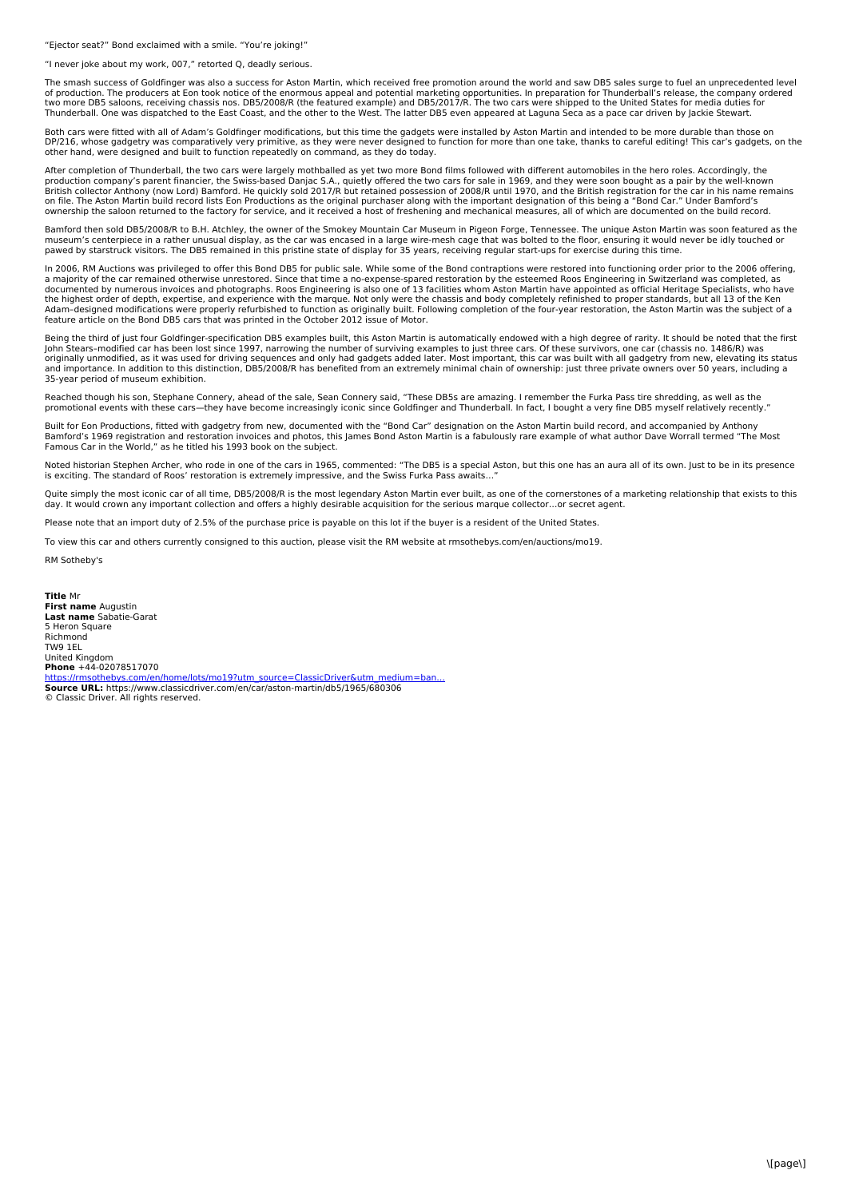"Ejector seat?" Bond exclaimed with a smile. "You're joking!"

"I never joke about my work, 007," retorted Q, deadly serious.

The smash success of Goldfinger was also a success for Aston Martin, which received free promotion around the world and saw DB5 sales surge to fuel an unprecedented level of production. The producers at Eon took notice of the enormous appeal and potential marketing opportunities. In preparation for Thunderball's release, the company ordered two more DB5 saloons, receiving chassis nos. DB5/2008/R (the featured example) and DB5/2017/R. The two cars were shipped to the United States for media duties for Thunderball. One was dispatched to the East Coast, and the other to the West. The latter DB5 even appeared at Laguna Seca as a pace car driven by Jackie Stewart.

Both cars were fitted with all of Adam's Goldfinger modifications, but this time the gadgets were installed by Aston Martin and intended to be more durable than those on DP/216, whose gadgetry was comparatively very primitive, as they were never designed to function for more than one take, thanks to careful editing! This car's gadgets, on the other hand, were designed and built to function repeatedly on command, as they do today.

After completion of Thunderball, the two cars were largely mothballed as yet two more Bond films followed with different automobiles in the hero roles. Accordingly, the production company's parent financier, the Swiss-based Danjac S.A., quietly offered the two cars for sale in 1969, and they were soon bought as a pair by the well-known British collector Anthony (now Lord) Bamford. He quickly sold 2017/R but retained possession of 2008/R until 1970, and the British registration for the car in his name remains on file. The Aston Martin build record lists Eon Productions as the original purchaser along with the important designation of this being a "Bond Car." Under Bamford's ownership the saloon returned to the factory for service, and it received a host of freshening and mechanical measures, all of which are documented on the build record.

Bamford then sold DB5/2008/R to B.H. Atchley, the owner of the Smokey Mountain Car Museum in Pigeon Forge, Tennessee. The unique Aston Martin was soon featured as the museum's centerpiece in a rather unusual display, as the car was encased in a large wire-mesh cage that was bolted to the floor, ensuring it would never be idly touched or pawed by starstruck visitors. The DB5 remained in this pristine state of display for 35 years, receiving regular start-ups for exercise during this time.

In 2006, RM Auctions was privileged to offer this Bond DB5 for public sale. While some of the Bond contraptions were restored into functioning order prior to the 2006 offering, a majority of the car remained otherwise unrestored. Since that time a no-expense-spared restoration by the esteemed Roos Engineering in Switzerland was completed, as documented by numerous invoices and photographs. Roos Engineering is also one of 13 facilities whom Aston Martin have appointed as official Heritage Specialists, who have the highest order of depth, expertise, and experience with the marque. Not only were the chassis and body completely refinished to proper standards, but all 13 of the Ken Adam–designed modifications were properly refurbished to function as originally built. Following completion of the four-year restoration, the Aston Martin was the subject of a feature article on the Bond DB5 cars that was printed in the October 2012 issue of Motor.

Being the third of just four Goldfinger-specification DB5 examples built, this Aston Martin is automatically endowed with a high degree of rarity. It should be noted that the first John Stears–modified car has been lost since 1997, narrowing the number of surviving examples to just three cars. Of these survivors, one car (chassis no. 1486/R) was originally unmodified, as it was used for driving sequences and only had gadgets added later. Most important, this car was built with all gadgetry from new, elevating its status and importance. In addition to this distinction, DB5/2008/R has benefited from an extremely minimal chain of ownership: just three private owners over 50 years, including a 35-year period of museum exhibition.

Reached though his son, Stephane Connery, ahead of the sale, Sean Connery said, "These DB5s are amazing. I remember the Furka Pass tire shredding, as well as the promotional events with these cars—they have become increasingly iconic since Goldfinger and Thunderball. In fact, I bought a very fine DB5 myself relatively recently."

Built for Eon Productions, fitted with gadgetry from new, documented with the "Bond Car" designation on the Aston Martin build record, and accompanied by Anthony Bamford's 1969 registration and restoration invoices and photos, this James Bond Aston Martin is a fabulously rare example of what author Dave Worrall termed "The Most Famous Car in the World," as he titled his 1993 book on the subject.

Noted historian Stephen Archer, who rode in one of the cars in 1965, commented: "The DB5 is a special Aston, but this one has an aura all of its own. Just to be in its presence is exciting. The standard of Roos' restoration is extremely impressive, and the Swiss Furka Pass awaits…"

Quite simply the most iconic car of all time, DB5/2008/R is the most legendary Aston Martin ever built, as one of the cornerstones of a marketing relationship that exists to this day. It would crown any important collection and offers a highly desirable acquisition for the serious marque collector…or secret agent.

Please note that an import duty of 2.5% of the purchase price is payable on this lot if the buyer is a resident of the United States.

To view this car and others currently consigned to this auction, please visit the RM website at rmsothebys.com/en/auctions/mo19.

RM Sotheby's

**Title** Mr
**First name** Augustin
**Last name** Sabatie-Garat
5 Heron Square
Richmond
TW9 1EL
United Kingdom
**Phone** +44-02078517070
https://rmsothebys.com/en/home/lots/mo19?utm_source=ClassicDriver&utm_medium=ban...
**Source URL:** https://www.classicdriver.com/en/car/aston-martin/db5/1965/680306
© Classic Driver. All rights reserved.